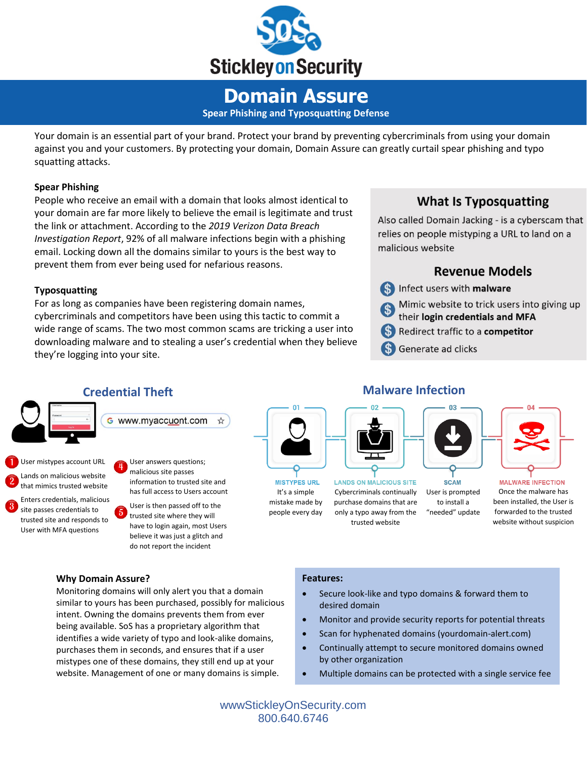# Stickley on Security

# Domain Assure

**Spear Phishing and Typosquatting Defense**

Your domain is an essential part of your brand. Protect your brand by preventing cybercriminals from using your domain against you and your customers. By protecting your domain, Domain Assure can greatly curtail spear phishing and typo squatting attacks.

### Spear Phishing

People who receive an email with a domain that looks almost identical to your domain are far more likely to believe the email is legitimate and trust the link or attachment. According to the *2019 Verizon Data Breach Investigation Report*, 92% of all malware infections begin with a phishing email. Locking down all the domains similar to yours is the best way to prevent them from ever being used for nefarious reasons.

### Typosquatting

For as long as companies have been registering domain names, cybercriminals and competitors have been using this tactic to commit a wide range of scams. The two most common scams are tricking a user into downloading malware and to stealing a user's credential when they believe they're logging into your site.

## What Is Typosquatting

Also called Domain Jacking - is a cyberscam that relies on people mistyping a URL to land on a malicious website

### Revenue Models

- Infect users with **malware**
- Mimic website to trick users into giving up their **login credentials and MFA**
- Redirect traffic to a **competitor**
- Generate ad clicks

## Credential Theft

www.myaccuont.com

1. User mistypes account URL
2. Lands on malicious website that mimics trusted website
3. Enters credentials, malicious site passes credentials to trusted site and responds to User with MFA questions
4. User answers questions; malicious site passes information to trusted site and has full access to Users account
5. User is then passed off to the trusted site where they will have to login again, most Users believe it was just a glitch and do not report the incident

## Malware Infection

**01 MISTYPES URL**
It's a simple mistake made by people every day

**02 LANDS ON MALICIOUS SITE**
Cybercriminals continually purchase domains that are only a typo away from the trusted website

**03 SCAM**
User is prompted to install a "needed" update

**04 MALWARE INFECTION**
Once the malware has been installed, the User is forwarded to the trusted website without suspicion

### Why Domain Assure?

Monitoring domains will only alert you that a domain similar to yours has been purchased, possibly for malicious intent. Owning the domains prevents them from ever being available. SoS has a proprietary algorithm that identifies a wide variety of typo and look-alike domains, purchases them in seconds, and ensures that if a user mistypes one of these domains, they still end up at your website. Management of one or many domains is simple.

### Features:

- Secure look-like and typo domains & forward them to desired domain
- Monitor and provide security reports for potential threats
- Scan for hyphenated domains (yourdomain-alert.com)
- Continually attempt to secure monitored domains owned by other organization
- Multiple domains can be protected with a single service fee

wwwStickleyOnSecurity.com
800.640.6746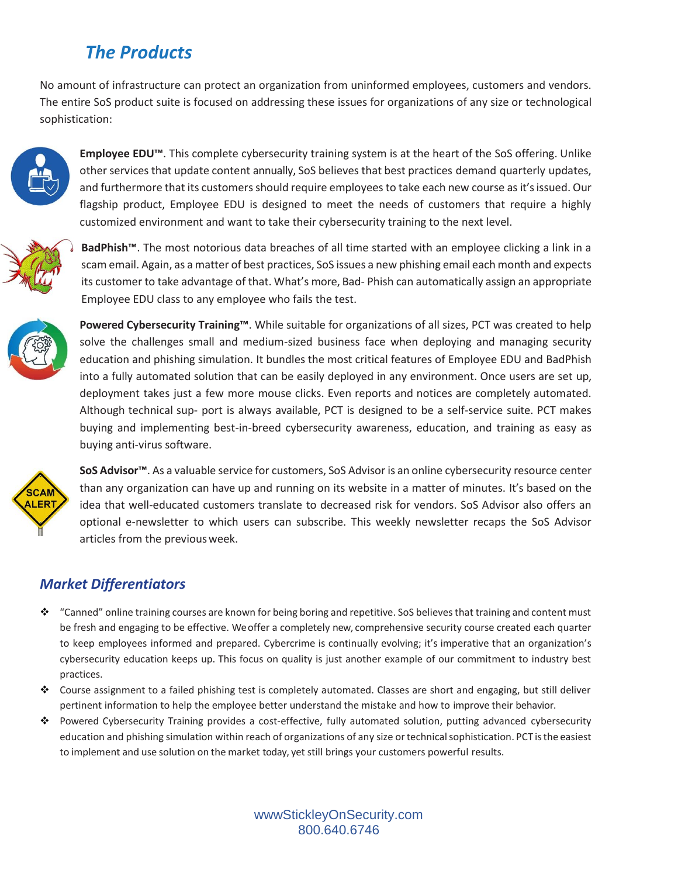## *The Products*

No amount of infrastructure can protect an organization from uninformed employees, customers and vendors. The entire SoS product suite is focused on addressing these issues for organizations of any size or technological sophistication:

**Employee EDU™**. This complete cybersecurity training system is at the heart of the SoS offering. Unlike other services that update content annually, SoS believes that best practices demand quarterly updates, and furthermore that its customers should require employees to take each new course as it's issued. Our flagship product, Employee EDU is designed to meet the needs of customers that require a highly customized environment and want to take their cybersecurity training to the next level.

**BadPhish™**. The most notorious data breaches of all time started with an employee clicking a link in a scam email. Again, as a matter of best practices, SoS issues a new phishing email each month and expects its customer to take advantage of that. What's more, Bad- Phish can automatically assign an appropriate Employee EDU class to any employee who fails the test.

**Powered Cybersecurity Training™**. While suitable for organizations of all sizes, PCT was created to help solve the challenges small and medium-sized business face when deploying and managing security education and phishing simulation. It bundles the most critical features of Employee EDU and BadPhish into a fully automated solution that can be easily deployed in any environment. Once users are set up, deployment takes just a few more mouse clicks. Even reports and notices are completely automated. Although technical sup- port is always available, PCT is designed to be a self-service suite. PCT makes buying and implementing best-in-breed cybersecurity awareness, education, and training as easy as buying anti-virus software.

**SoS Advisor™**. As a valuable service for customers, SoS Advisor is an online cybersecurity resource center than any organization can have up and running on its website in a matter of minutes. It's based on the idea that well-educated customers translate to decreased risk for vendors. SoS Advisor also offers an optional e-newsletter to which users can subscribe. This weekly newsletter recaps the SoS Advisor articles from the previous week.

## *Market Differentiators*

- "Canned" online training courses are known for being boring and repetitive. SoS believes that training and content must be fresh and engaging to be effective. We offer a completely new, comprehensive security course created each quarter to keep employees informed and prepared. Cybercrime is continually evolving; it's imperative that an organization's cybersecurity education keeps up. This focus on quality is just another example of our commitment to industry best practices.
- Course assignment to a failed phishing test is completely automated. Classes are short and engaging, but still deliver pertinent information to help the employee better understand the mistake and how to improve their behavior.
- Powered Cybersecurity Training provides a cost-effective, fully automated solution, putting advanced cybersecurity education and phishing simulation within reach of organizations of any size or technical sophistication. PCT is the easiest to implement and use solution on the market today, yet still brings your customers powerful results.

wwwStickleyOnSecurity.com
800.640.6746